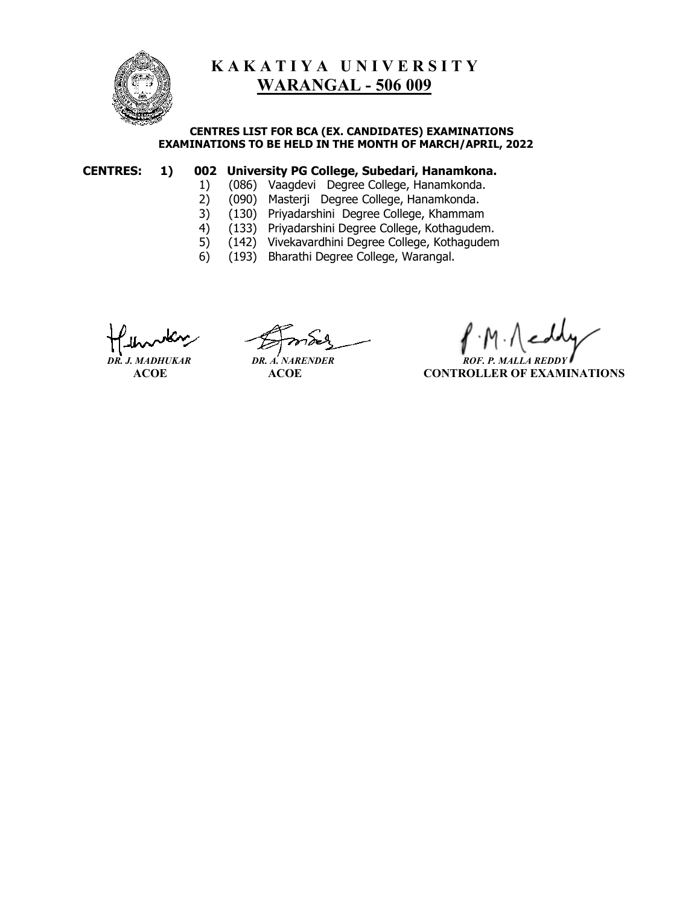# KAKATIYA UNIVERSITY
## WARANGAL - 506 009

**CENTRES LIST FOR BCA (EX. CANDIDATES) EXAMINATIONS**
**EXAMINATIONS TO BE HELD IN THE MONTH OF MARCH/APRIL, 2022**

**CENTRES: 1) 002 University PG College, Subedari, Hanamkona.**

1) (086) Vaagdevi Degree College, Hanamkonda.
2) (090) Masterji Degree College, Hanamkonda.
3) (130) Priyadarshini Degree College, Khammam
4) (133) Priyadarshini Degree College, Kothagudem.
5) (142) Vivekavardhini Degree College, Kothagudem
6) (193) Bharathi Degree College, Warangal.

*DR. J. MADHUKAR*
**ACOE**

*DR. A. NARENDER*
**ACOE**

*ROF. P. MALLA REDDY*
**CONTROLLER OF EXAMINATIONS**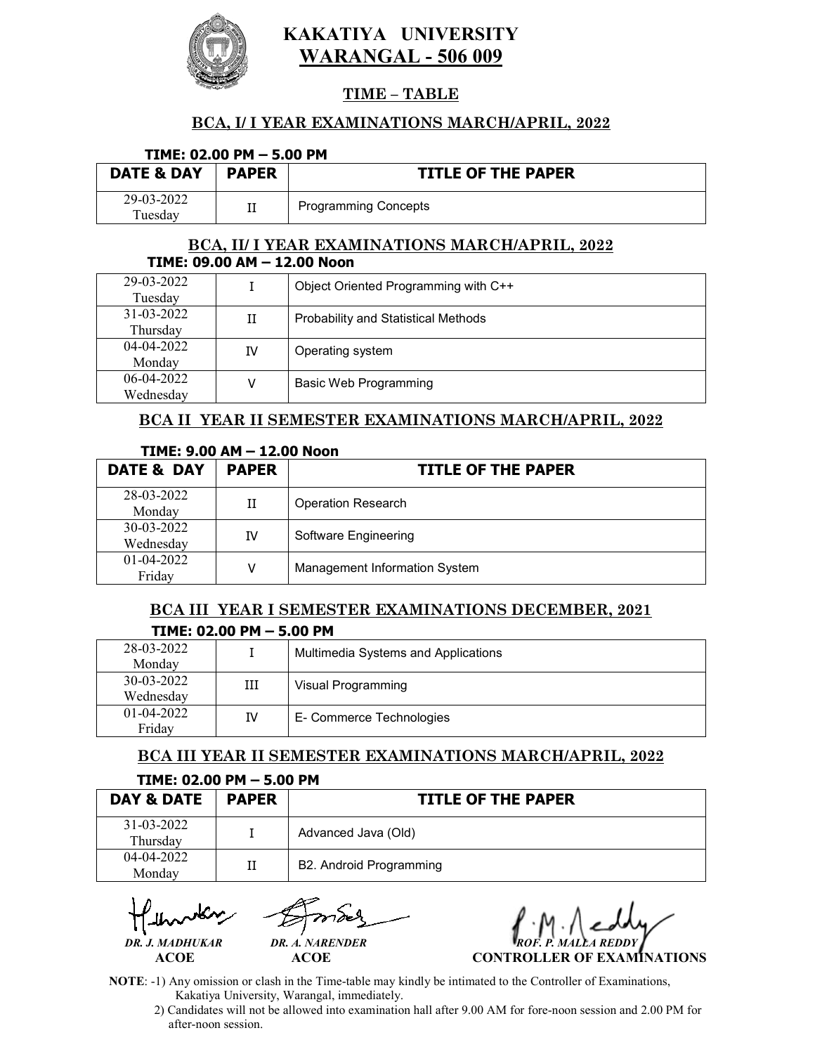# KAKATIYA UNIVERSITY
## WARANGAL - 506 009

### TIME – TABLE

### BCA, I/ I YEAR EXAMINATIONS MARCH/APRIL, 2022

**TIME: 02.00 PM – 5.00 PM**

| DATE & DAY | PAPER | TITLE OF THE PAPER |
|---|---|---|
| 29-03-2022 Tuesday | II | Programming Concepts |

### BCA, II/ I YEAR EXAMINATIONS MARCH/APRIL, 2022

**TIME: 09.00 AM – 12.00 Noon**

| | | |
|---|---|---|
| 29-03-2022 Tuesday | I | Object Oriented Programming with C++ |
| 31-03-2022 Thursday | II | Probability and Statistical Methods |
| 04-04-2022 Monday | IV | Operating system |
| 06-04-2022 Wednesday | V | Basic Web Programming |

### BCA II YEAR II SEMESTER EXAMINATIONS MARCH/APRIL, 2022

**TIME: 9.00 AM – 12.00 Noon**

| DATE & DAY | PAPER | TITLE OF THE PAPER |
|---|---|---|
| 28-03-2022 Monday | II | Operation Research |
| 30-03-2022 Wednesday | IV | Software Engineering |
| 01-04-2022 Friday | V | Management Information System |

### BCA III YEAR I SEMESTER EXAMINATIONS DECEMBER, 2021

**TIME: 02.00 PM – 5.00 PM**

| | | |
|---|---|---|
| 28-03-2022 Monday | I | Multimedia Systems and Applications |
| 30-03-2022 Wednesday | III | Visual Programming |
| 01-04-2022 Friday | IV | E- Commerce Technologies |

### BCA III YEAR II SEMESTER EXAMINATIONS MARCH/APRIL, 2022

**TIME: 02.00 PM – 5.00 PM**

| DAY & DATE | PAPER | TITLE OF THE PAPER |
|---|---|---|
| 31-03-2022 Thursday | I | Advanced Java (Old) |
| 04-04-2022 Monday | II | B2. Android Programming |

*DR. J. MADHUKAR*
**ACOE**

*DR. A. NARENDER*
**ACOE**

*PROF. P. MALLA REDDY*
**CONTROLLER OF EXAMINATIONS**

**NOTE**: -1) Any omission or clash in the Time-table may kindly be intimated to the Controller of Examinations, Kakatiya University, Warangal, immediately.

2) Candidates will not be allowed into examination hall after 9.00 AM for fore-noon session and 2.00 PM for after-noon session.